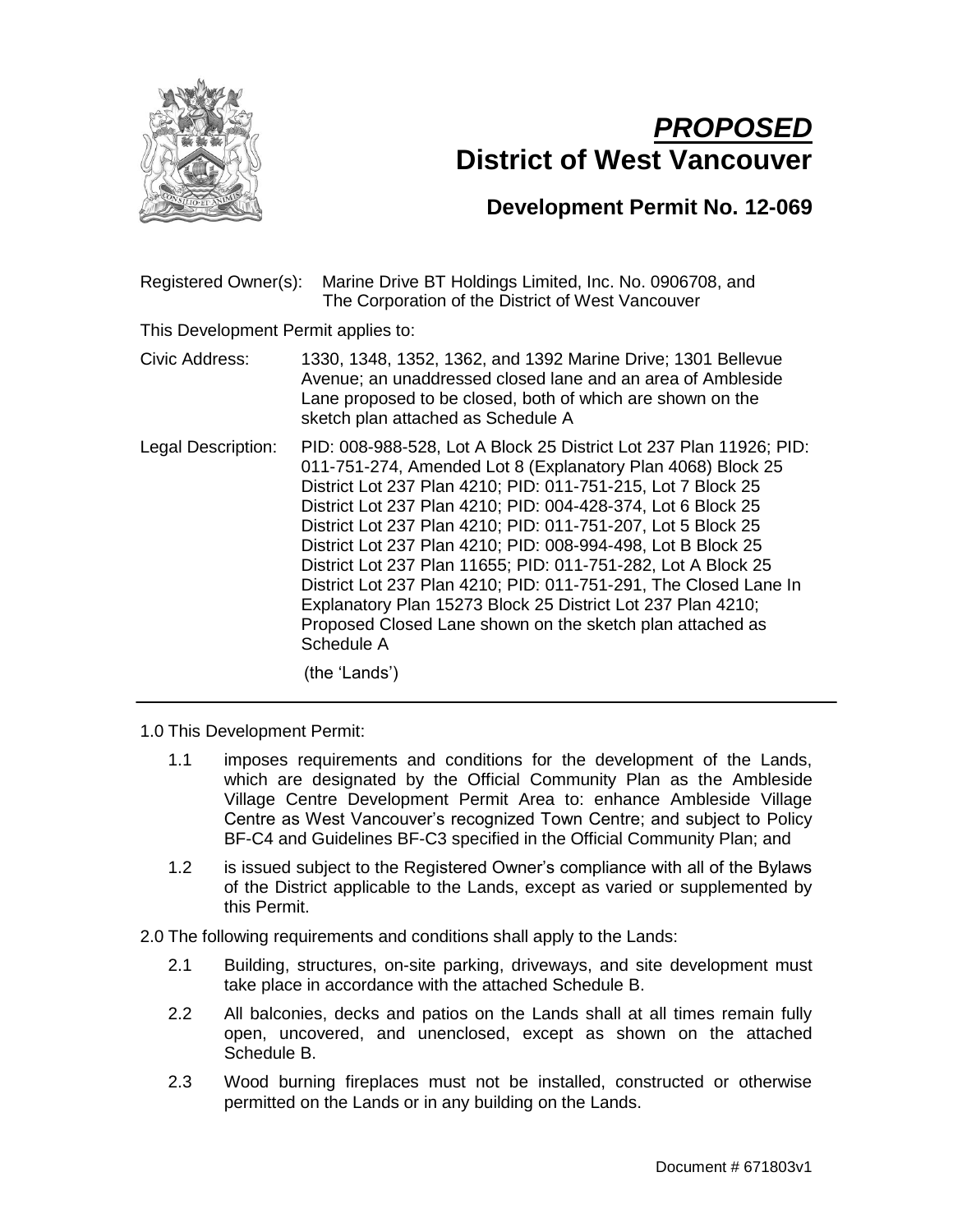# *PROPOSED*
# District of West Vancouver

## Development Permit No. 12-069

Registered Owner(s): Marine Drive BT Holdings Limited, Inc. No. 0906708, and The Corporation of the District of West Vancouver

This Development Permit applies to:

Civic Address: 1330, 1348, 1352, 1362, and 1392 Marine Drive; 1301 Bellevue Avenue; an unaddressed closed lane and an area of Ambleside Lane proposed to be closed, both of which are shown on the sketch plan attached as Schedule A

Legal Description: PID: 008-988-528, Lot A Block 25 District Lot 237 Plan 11926; PID: 011-751-274, Amended Lot 8 (Explanatory Plan 4068) Block 25 District Lot 237 Plan 4210; PID: 011-751-215, Lot 7 Block 25 District Lot 237 Plan 4210; PID: 004-428-374, Lot 6 Block 25 District Lot 237 Plan 4210; PID: 011-751-207, Lot 5 Block 25 District Lot 237 Plan 4210; PID: 008-994-498, Lot B Block 25 District Lot 237 Plan 11655; PID: 011-751-282, Lot A Block 25 District Lot 237 Plan 4210; PID: 011-751-291, The Closed Lane In Explanatory Plan 15273 Block 25 District Lot 237 Plan 4210; Proposed Closed Lane shown on the sketch plan attached as Schedule A

(the 'Lands')

---

1.0 This Development Permit:

1.1 imposes requirements and conditions for the development of the Lands, which are designated by the Official Community Plan as the Ambleside Village Centre Development Permit Area to: enhance Ambleside Village Centre as West Vancouver's recognized Town Centre; and subject to Policy BF-C4 and Guidelines BF-C3 specified in the Official Community Plan; and

1.2 is issued subject to the Registered Owner's compliance with all of the Bylaws of the District applicable to the Lands, except as varied or supplemented by this Permit.

2.0 The following requirements and conditions shall apply to the Lands:

2.1 Building, structures, on-site parking, driveways, and site development must take place in accordance with the attached Schedule B.

2.2 All balconies, decks and patios on the Lands shall at all times remain fully open, uncovered, and unenclosed, except as shown on the attached Schedule B.

2.3 Wood burning fireplaces must not be installed, constructed or otherwise permitted on the Lands or in any building on the Lands.

Document # 671803v1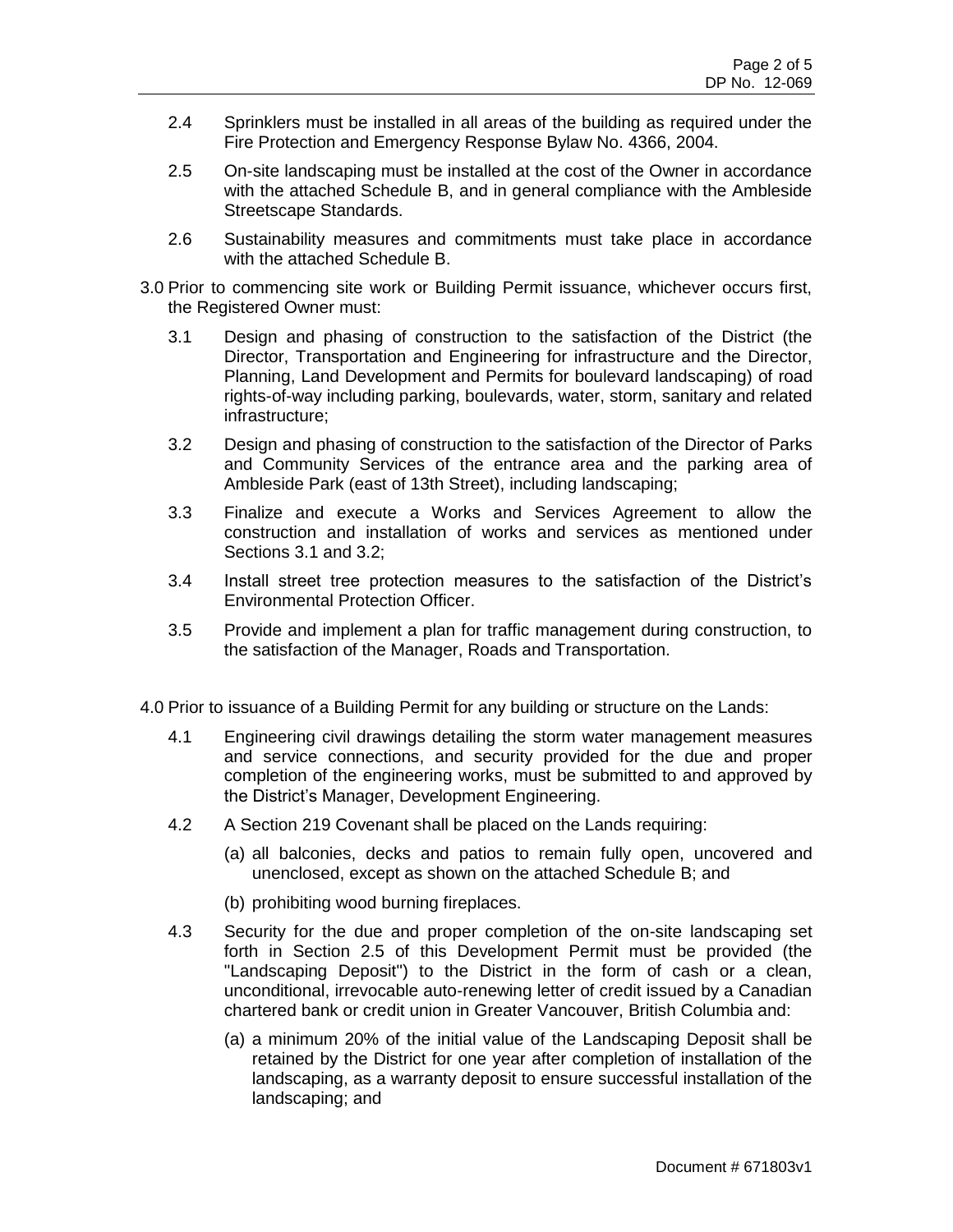2.4 Sprinklers must be installed in all areas of the building as required under the Fire Protection and Emergency Response Bylaw No. 4366, 2004.

2.5 On-site landscaping must be installed at the cost of the Owner in accordance with the attached Schedule B, and in general compliance with the Ambleside Streetscape Standards.

2.6 Sustainability measures and commitments must take place in accordance with the attached Schedule B.

3.0 Prior to commencing site work or Building Permit issuance, whichever occurs first, the Registered Owner must:

3.1 Design and phasing of construction to the satisfaction of the District (the Director, Transportation and Engineering for infrastructure and the Director, Planning, Land Development and Permits for boulevard landscaping) of road rights-of-way including parking, boulevards, water, storm, sanitary and related infrastructure;

3.2 Design and phasing of construction to the satisfaction of the Director of Parks and Community Services of the entrance area and the parking area of Ambleside Park (east of 13th Street), including landscaping;

3.3 Finalize and execute a Works and Services Agreement to allow the construction and installation of works and services as mentioned under Sections 3.1 and 3.2;

3.4 Install street tree protection measures to the satisfaction of the District's Environmental Protection Officer.

3.5 Provide and implement a plan for traffic management during construction, to the satisfaction of the Manager, Roads and Transportation.

4.0 Prior to issuance of a Building Permit for any building or structure on the Lands:

4.1 Engineering civil drawings detailing the storm water management measures and service connections, and security provided for the due and proper completion of the engineering works, must be submitted to and approved by the District's Manager, Development Engineering.

4.2 A Section 219 Covenant shall be placed on the Lands requiring:

(a) all balconies, decks and patios to remain fully open, uncovered and unenclosed, except as shown on the attached Schedule B; and

(b) prohibiting wood burning fireplaces.

4.3 Security for the due and proper completion of the on-site landscaping set forth in Section 2.5 of this Development Permit must be provided (the "Landscaping Deposit") to the District in the form of cash or a clean, unconditional, irrevocable auto-renewing letter of credit issued by a Canadian chartered bank or credit union in Greater Vancouver, British Columbia and:

(a) a minimum 20% of the initial value of the Landscaping Deposit shall be retained by the District for one year after completion of installation of the landscaping, as a warranty deposit to ensure successful installation of the landscaping; and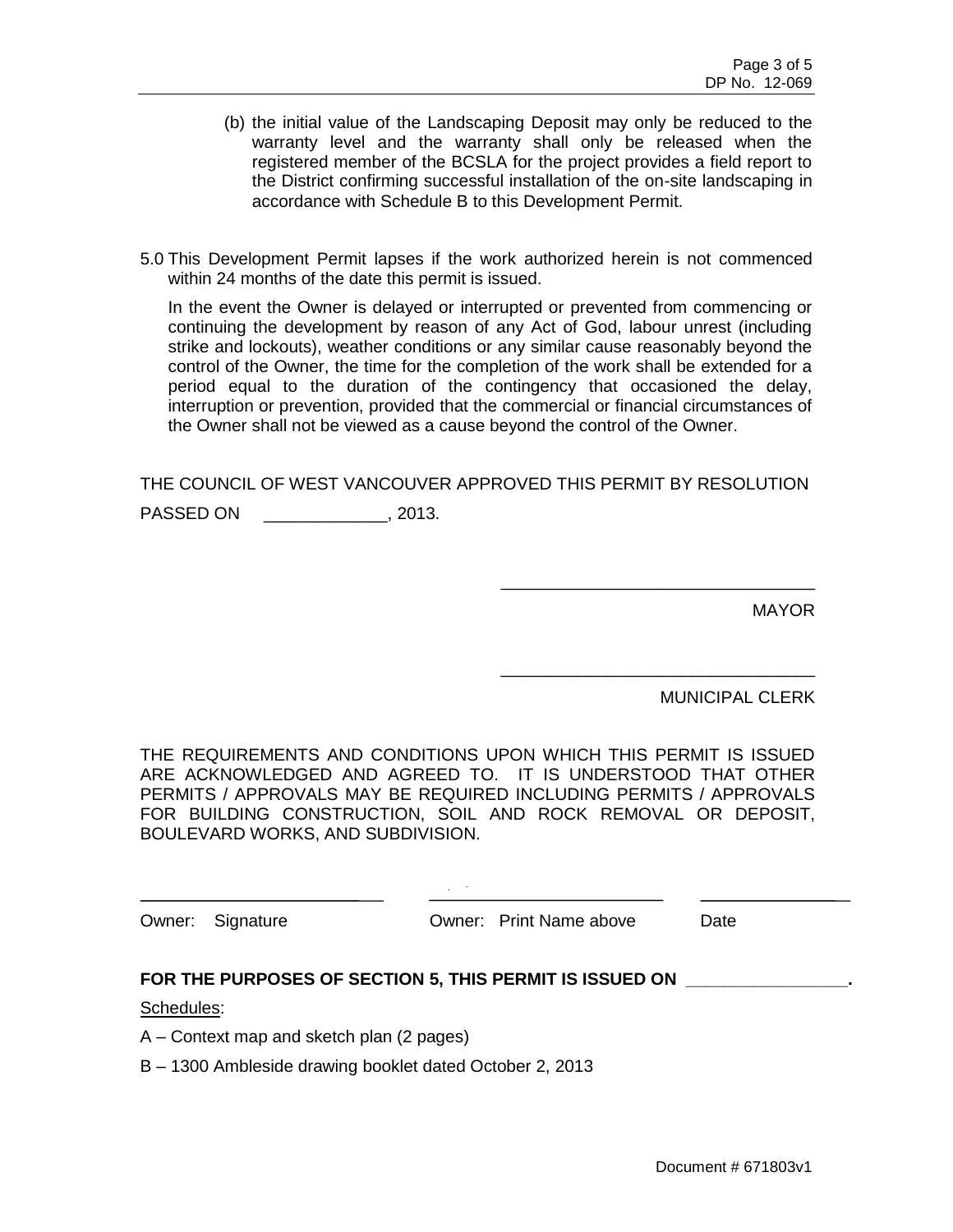(b) the initial value of the Landscaping Deposit may only be reduced to the warranty level and the warranty shall only be released when the registered member of the BCSLA for the project provides a field report to the District confirming successful installation of the on-site landscaping in accordance with Schedule B to this Development Permit.

5.0 This Development Permit lapses if the work authorized herein is not commenced within 24 months of the date this permit is issued.

In the event the Owner is delayed or interrupted or prevented from commencing or continuing the development by reason of any Act of God, labour unrest (including strike and lockouts), weather conditions or any similar cause reasonably beyond the control of the Owner, the time for the completion of the work shall be extended for a period equal to the duration of the contingency that occasioned the delay, interruption or prevention, provided that the commercial or financial circumstances of the Owner shall not be viewed as a cause beyond the control of the Owner.

THE COUNCIL OF WEST VANCOUVER APPROVED THIS PERMIT BY RESOLUTION PASSED ON _____________, 2013.

_________________________________
MAYOR

_________________________________
MUNICIPAL CLERK

THE REQUIREMENTS AND CONDITIONS UPON WHICH THIS PERMIT IS ISSUED ARE ACKNOWLEDGED AND AGREED TO. IT IS UNDERSTOOD THAT OTHER PERMITS / APPROVALS MAY BE REQUIRED INCLUDING PERMITS / APPROVALS FOR BUILDING CONSTRUCTION, SOIL AND ROCK REMOVAL OR DEPOSIT, BOULEVARD WORKS, AND SUBDIVISION.

| ___________________________ | ___________________________ | ________________ |
|---|---|---|
| Owner: Signature | Owner: Print Name above | Date |

**FOR THE PURPOSES OF SECTION 5, THIS PERMIT IS ISSUED ON ________________.**

Schedules:

A – Context map and sketch plan (2 pages)

B – 1300 Ambleside drawing booklet dated October 2, 2013

Document # 671803v1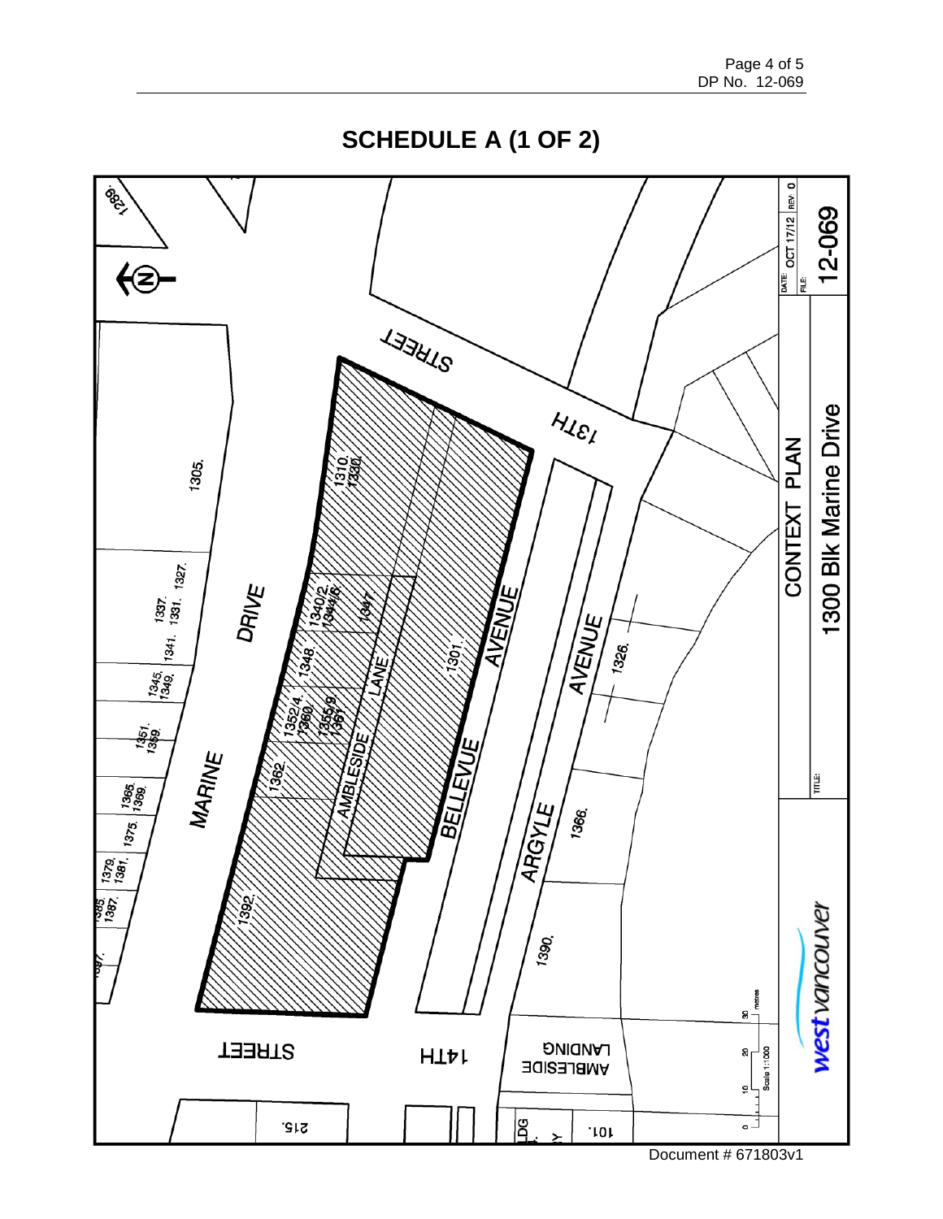# SCHEDULE A (1 OF 2)

MARINE DRIVE

13TH STREET

14TH STREET

BELLEVUE AVENUE

ARGYLE AVENUE

AMBLESIDE LANE

AMBLESIDE LANDING

1289. 1305. 1327. 1331. 1337. 1341. 1345. 1349. 1351. 1359. 1365. 1369. 1375. 1379. 1381. 1385. 1387. 1397.

1310. 1330. 1340/2. 1344/6. 1347. 1348. 1352/4. 1360. 1355/9. 1361. 1362. 1392. 1301. 1326. 1366. 1390. 215. 101.

Scale 1:1000 — 0 10 20 30 metres

DATE: OCT 17/12 REV: 0

FILE: 12-069

CONTEXT PLAN

TITLE: 1300 Blk Marine Drive

west vancouver

Document # 671803v1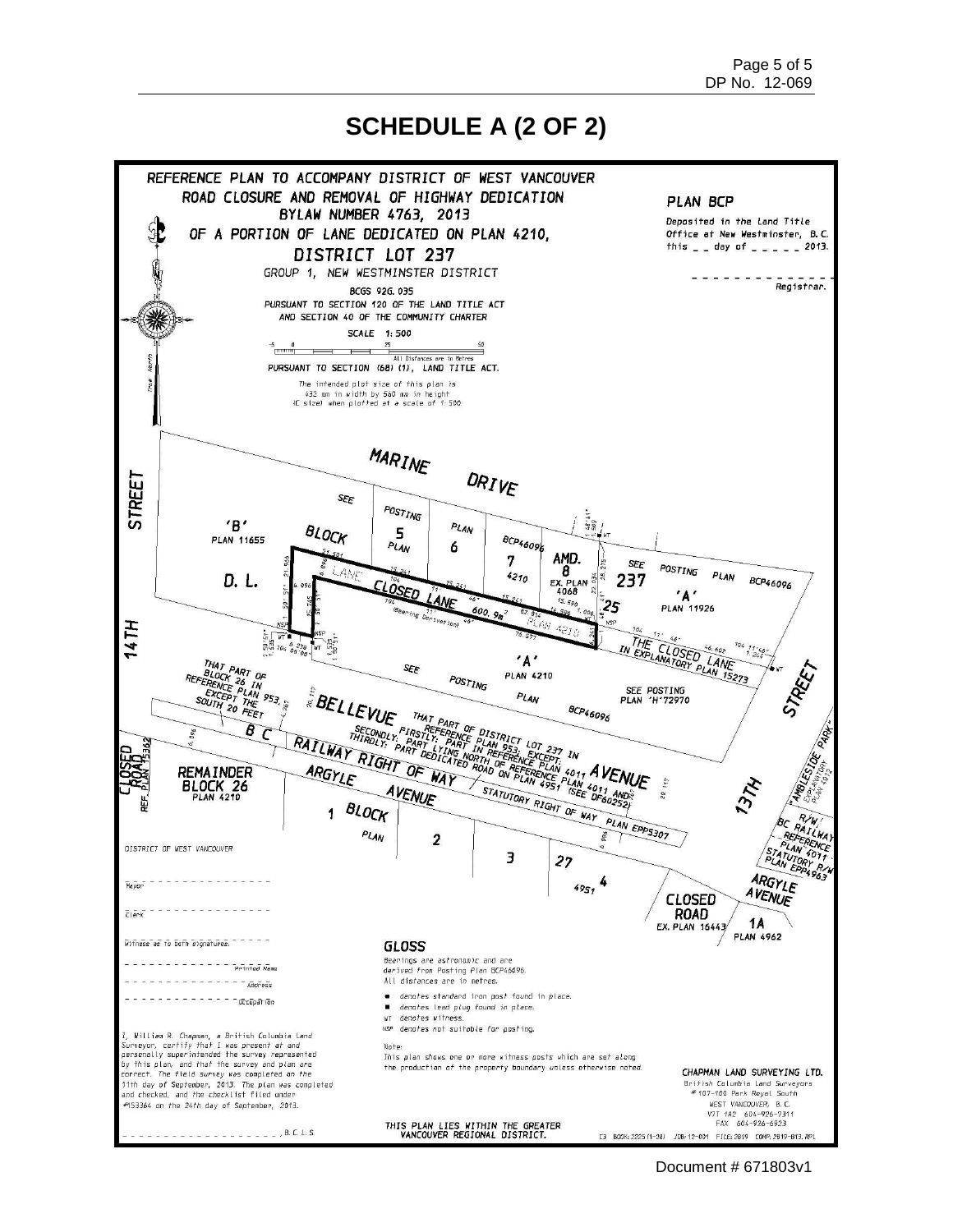# SCHEDULE A (2 OF 2)

REFERENCE PLAN TO ACCOMPANY DISTRICT OF WEST VANCOUVER ROAD CLOSURE AND REMOVAL OF HIGHWAY DEDICATION BYLAW NUMBER 4763, 2013 OF A PORTION OF LANE DEDICATED ON PLAN 4210, DISTRICT LOT 237

GROUP 1, NEW WESTMINSTER DISTRICT

BCGS 92G. 035

PURSUANT TO SECTION 120 OF THE LAND TITLE ACT AND SECTION 40 OF THE COMMUNITY CHARTER

SCALE 1:500

All Distances are in Metres

PURSUANT TO SECTION (68) (1), LAND TITLE ACT.

The intended plot size of this plan is 433 mm in width by 560 mm in height (C size) when plotted at a scale of 1:500.

PLAN BCP

Deposited in the Land Title Office at New Westminster, B.C. this \_\_ day of \_\_\_\_\_ 2013.

Registrar.

MARINE DRIVE

14TH STREET

13TH STREET

'B' PLAN 11655

D. L.

BLOCK 5

PLAN 6

7

AMD. 8 EX. PLAN 4068

237

'A' PLAN 11926

25

CLOSED LANE 600.9 m²

LANE

PLAN 4210

'A' PLAN 4210

SEE POSTING PLAN BCP46096

SEE POSTING PLAN 'H'72970

THE CLOSED LANE IN EXPLANATORY PLAN 15273

THAT PART OF BLOCK 26 IN REFERENCE PLAN 953, EXCEPT THE SOUTH 20 FEET

BELLEVUE AVENUE

THAT PART OF DISTRICT LOT 237 IN REFERENCE PLAN 953; EXCEPT, FIRSTLY: PART IN REFERENCE PLAN 4011 SECONDLY: PART LYING NORTH OF REFERENCE PLAN 4011 AND THIRDLY: PART DEDICATED ROAD ON PLAN 4951 (SEE DF60252)

B C RAILWAY RIGHT OF WAY

STATUTORY RIGHT OF WAY PLAN EPP5307

CLOSED ROAD REF. PLAN 15362

REMAINDER BLOCK 26 PLAN 4210

ARGYLE AVENUE

BLOCK 1

PLAN 2

3

27

4951 4

"AMBLESIDE PARK" EXPLANATORY PLAN 4012

BC R/W/ RAILWAY REFERENCE PLAN 4011 STATUTORY R/W PLAN EPP4963

CLOSED ROAD EX. PLAN 16443

1A PLAN 4962

DISTRICT OF WEST VANCOUVER

Mayor

Clerk

Witness as to both signatures.

Printed Name

Address

Occupation

I, William R. Chapman, a British Columbia Land Surveyor, certify that I was present at and personally superintended the survey represented by this plan, and that the survey and plan are correct. The field survey was completed on the 11th day of September, 2013. The plan was completed and checked, and the checklist filed under #153364 on the 24th day of September, 2013.

\_\_\_\_\_\_\_\_\_\_\_\_\_\_\_\_\_\_\_\_, B.C.L.S.

## GLOSS

Bearings are astronomic and are derived from Posting Plan BCP46096.

All distances are in metres.

- ● denotes standard iron post found in place.
- ■ denotes lead plug found in place.
- WT denotes witness.
- NSP denotes not suitable for posting.

Note:

This plan shows one or more witness posts which are set along the production of the property boundary unless otherwise noted.

THIS PLAN LIES WITHIN THE GREATER VANCOUVER REGIONAL DISTRICT.

CHAPMAN LAND SURVEYING LTD.

British Columbia Land Surveyors

#107-100 Park Royal South

WEST VANCOUVER, B.C.

V7T 1A2 604-926-7311

FAX 604-926-6923

C3 BOOK: 2225 (1-24) JOB: 12-001 FILE: 2819 COMP: 2819-013.RPL

Document # 671803v1